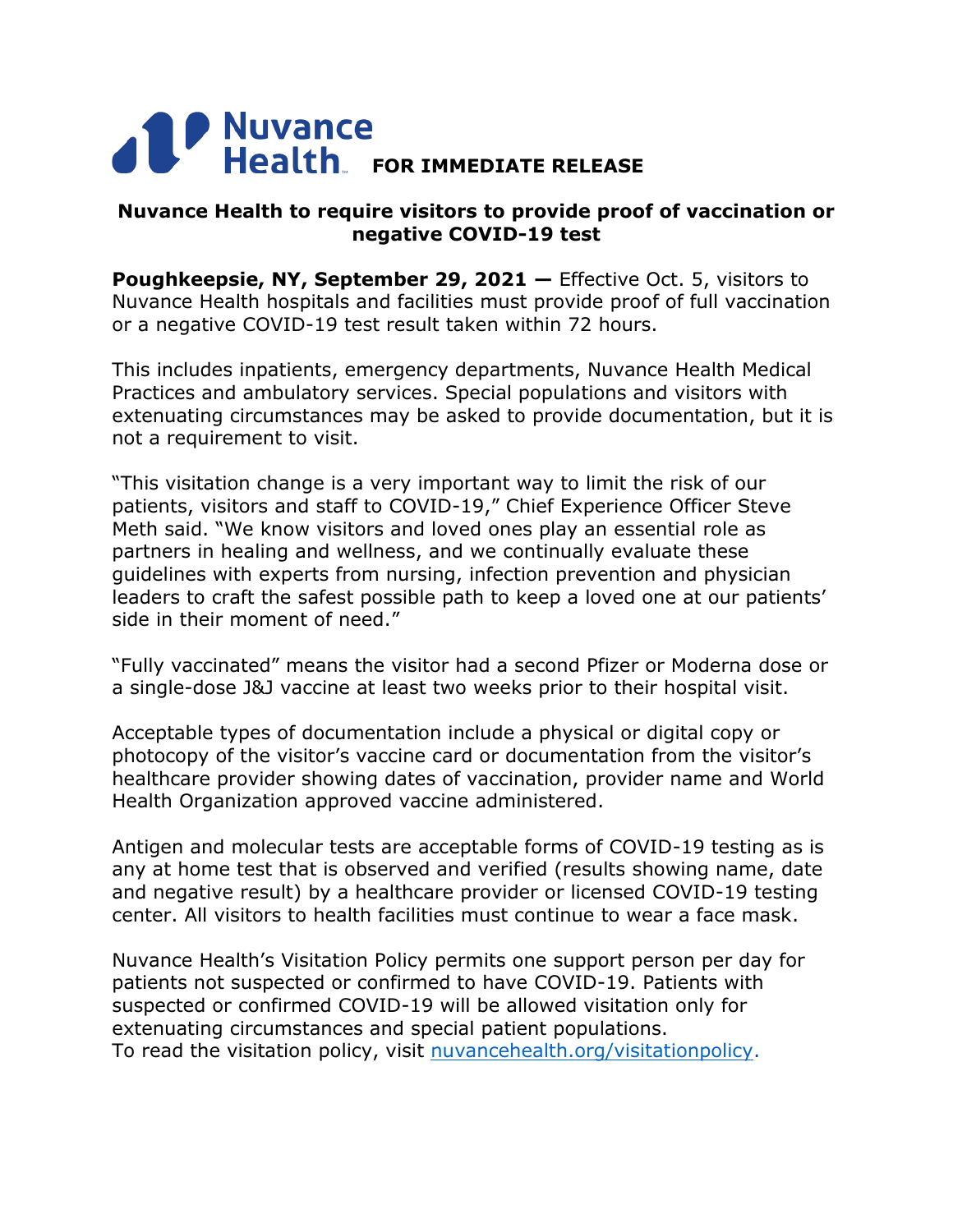Nuvance Health **FOR IMMEDIATE RELEASE**

## Nuvance Health to require visitors to provide proof of vaccination or negative COVID-19 test

**Poughkeepsie, NY, September 29, 2021 —** Effective Oct. 5, visitors to Nuvance Health hospitals and facilities must provide proof of full vaccination or a negative COVID-19 test result taken within 72 hours.

This includes inpatients, emergency departments, Nuvance Health Medical Practices and ambulatory services. Special populations and visitors with extenuating circumstances may be asked to provide documentation, but it is not a requirement to visit.

"This visitation change is a very important way to limit the risk of our patients, visitors and staff to COVID-19," Chief Experience Officer Steve Meth said. "We know visitors and loved ones play an essential role as partners in healing and wellness, and we continually evaluate these guidelines with experts from nursing, infection prevention and physician leaders to craft the safest possible path to keep a loved one at our patients' side in their moment of need."

"Fully vaccinated" means the visitor had a second Pfizer or Moderna dose or a single-dose J&J vaccine at least two weeks prior to their hospital visit.

Acceptable types of documentation include a physical or digital copy or photocopy of the visitor's vaccine card or documentation from the visitor's healthcare provider showing dates of vaccination, provider name and World Health Organization approved vaccine administered.

Antigen and molecular tests are acceptable forms of COVID-19 testing as is any at home test that is observed and verified (results showing name, date and negative result) by a healthcare provider or licensed COVID-19 testing center. All visitors to health facilities must continue to wear a face mask.

Nuvance Health's Visitation Policy permits one support person per day for patients not suspected or confirmed to have COVID-19. Patients with suspected or confirmed COVID-19 will be allowed visitation only for extenuating circumstances and special patient populations.
To read the visitation policy, visit [nuvancehealth.org/visitationpolicy](nuvancehealth.org/visitationpolicy).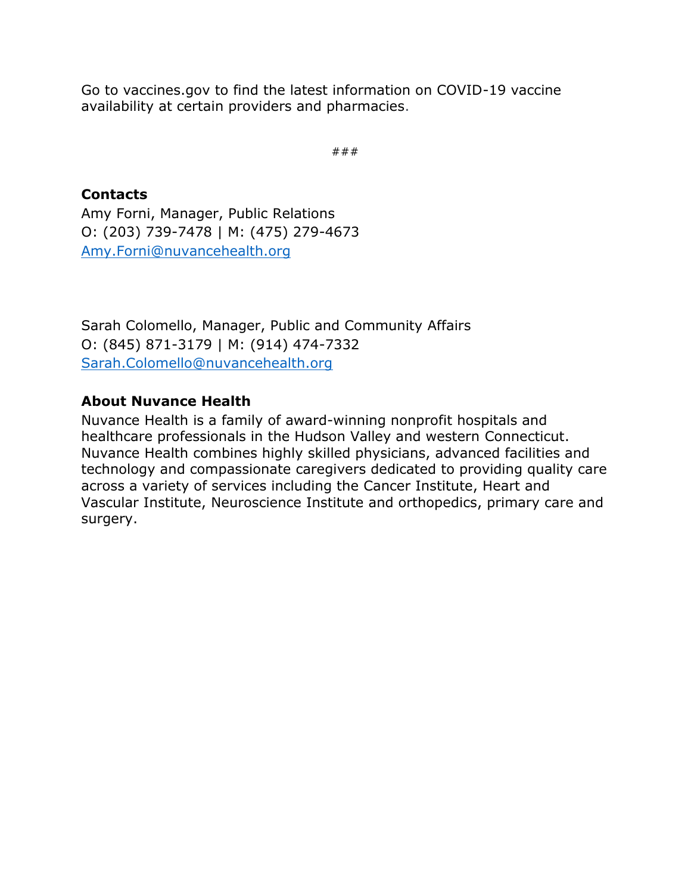Go to vaccines.gov to find the latest information on COVID-19 vaccine availability at certain providers and pharmacies.

###

**Contacts**

Amy Forni, Manager, Public Relations
O: (203) 739-7478 | M: (475) 279-4673
Amy.Forni@nuvancehealth.org

Sarah Colomello, Manager, Public and Community Affairs
O: (845) 871-3179 | M: (914) 474-7332
Sarah.Colomello@nuvancehealth.org

**About Nuvance Health**

Nuvance Health is a family of award-winning nonprofit hospitals and healthcare professionals in the Hudson Valley and western Connecticut. Nuvance Health combines highly skilled physicians, advanced facilities and technology and compassionate caregivers dedicated to providing quality care across a variety of services including the Cancer Institute, Heart and Vascular Institute, Neuroscience Institute and orthopedics, primary care and surgery.